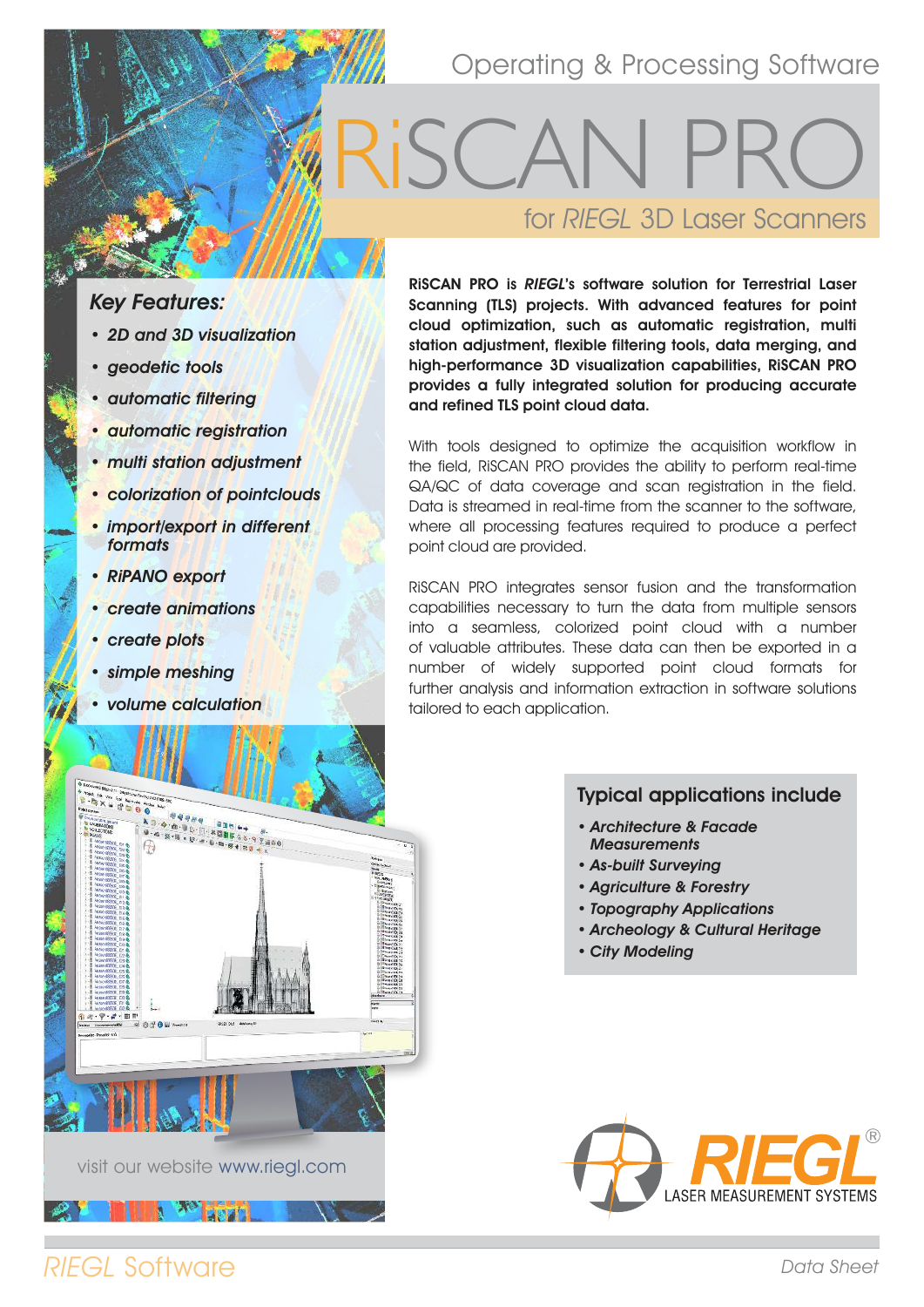Operating & Processing Software

# RiSCAN PRO

## for *RIEGL* 3D Laser Scanners

### *Key Features:*

- *2D and 3D visualization*
- *geodetic tools*
- *automatic filtering*
- *automatic registration*
- *multi station adjustment*
- *colorization of pointclouds*
- *import/export in different formats*
- *RiPANO export*
- *create animations*
- *create plots*
- *simple meshing*
- *volume calculation*

**RiSCAN PRO is *RIEGL*'s software solution for Terrestrial Laser Scanning (TLS) projects. With advanced features for point cloud optimization, such as automatic registration, multi station adjustment, flexible filtering tools, data merging, and high-performance 3D visualization capabilities, RiSCAN PRO provides a fully integrated solution for producing accurate and refined TLS point cloud data.**

With tools designed to optimize the acquisition workflow in the field, RiSCAN PRO provides the ability to perform real-time QA/QC of data coverage and scan registration in the field. Data is streamed in real-time from the scanner to the software, where all processing features required to produce a perfect point cloud are provided.

RiSCAN PRO integrates sensor fusion and the transformation capabilities necessary to turn the data from multiple sensors into a seamless, colorized point cloud with a number of valuable attributes. These data can then be exported in a number of widely supported point cloud formats for further analysis and information extraction in software solutions tailored to each application.

### Typical applications include

- *Architecture & Facade Measurements*
- *As-built Surveying*
- *Agriculture & Forestry*
- *Topography Applications*
- *Archeology & Cultural Heritage*
- *City Modeling*

visit our website www.riegl.com

RIEGL® LASER MEASUREMENT SYSTEMS

*RIEGL* Software

*Data Sheet*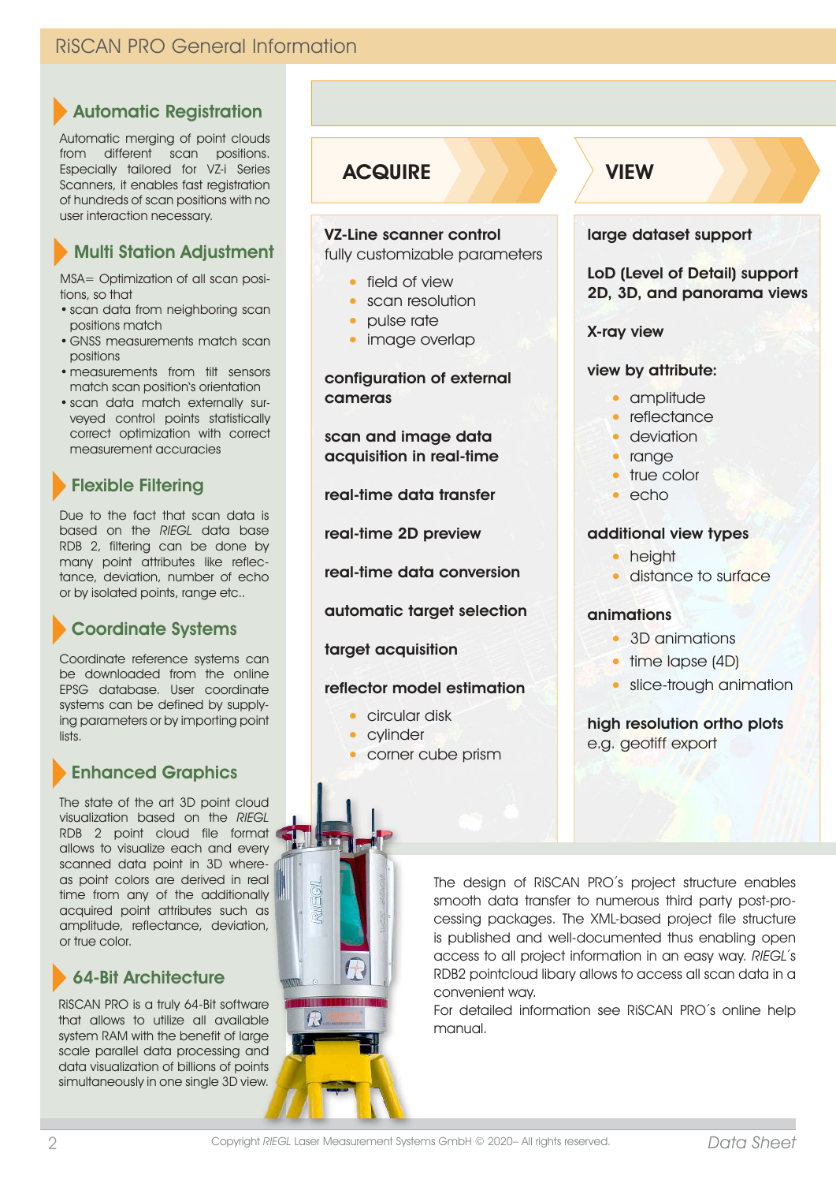# RiSCAN PRO General Information

## Automatic Registration

Automatic merging of point clouds from different scan positions. Especially tailored for VZ-i Series Scanners, it enables fast registration of hundreds of scan positions with no user interaction necessary.

## Multi Station Adjustment

MSA= Optimization of all scan positions, so that

- scan data from neighboring scan positions match
- GNSS measurements match scan positions
- measurements from tilt sensors match scan position's orientation
- scan data match externally surveyed control points statistically correct optimization with correct measurement accuracies

## Flexible Filtering

Due to the fact that scan data is based on the *RIEGL* data base RDB 2, filtering can be done by many point attributes like reflectance, deviation, number of echo or by isolated points, range etc..

## Coordinate Systems

Coordinate reference systems can be downloaded from the online EPSG database. User coordinate systems can be defined by supplying parameters or by importing point lists.

## Enhanced Graphics

The state of the art 3D point cloud visualization based on the *RIEGL* RDB 2 point cloud file format allows to visualize each and every scanned data point in 3D whereas point colors are derived in real time from any of the additionally acquired point attributes such as amplitude, reflectance, deviation, or true color.

## 64-Bit Architecture

RiSCAN PRO is a truly 64-Bit software that allows to utilize all available system RAM with the benefit of large scale parallel data processing and data visualization of billions of points simultaneously in one single 3D view.

## ACQUIRE

**VZ-Line scanner control**
fully customizable parameters

- field of view
- scan resolution
- pulse rate
- image overlap

**configuration of external cameras**

**scan and image data acquisition in real-time**

**real-time data transfer**

**real-time 2D preview**

**real-time data conversion**

**automatic target selection**

**target acquisition**

**reflector model estimation**

- circular disk
- cylinder
- corner cube prism

## VIEW

**large dataset support**

**LoD (Level of Detail) support 2D, 3D, and panorama views**

**X-ray view**

**view by attribute:**

- amplitude
- reflectance
- deviation
- range
- true color
- echo

**additional view types**

- height
- distance to surface

**animations**

- 3D animations
- time lapse (4D)
- slice-trough animation

**high resolution ortho plots**
e.g. geotiff export

The design of RiSCAN PRO´s project structure enables smooth data transfer to numerous third party post-processing packages. The XML-based project file structure is published and well-documented thus enabling open access to all project information in an easy way. *RIEGL*´s RDB2 pointcloud libary allows to access all scan data in a convenient way.
For detailed information see RiSCAN PRO´s online help manual.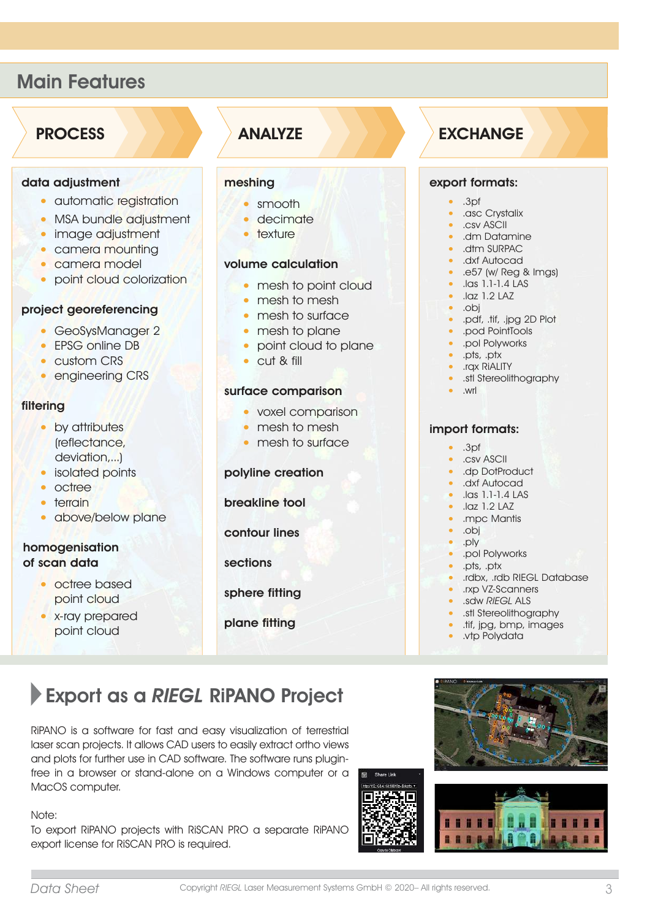## Main Features

### PROCESS

**data adjustment**

- automatic registration
- MSA bundle adjustment
- image adjustment
- camera mounting
- camera model
- point cloud colorization

**project georeferencing**

- GeoSysManager 2
- EPSG online DB
- custom CRS
- engineering CRS

**filtering**

- by attributes (reflectance, deviation,...)
- isolated points
- octree
- terrain
- above/below plane

**homogenisation of scan data**

- octree based point cloud
- x-ray prepared point cloud

### ANALYZE

**meshing**

- smooth
- decimate
- texture

**volume calculation**

- mesh to point cloud
- mesh to mesh
- mesh to surface
- mesh to plane
- point cloud to plane
- cut & fill

**surface comparison**

- voxel comparison
- mesh to mesh
- mesh to surface

**polyline creation**

**breakline tool**

**contour lines**

**sections**

**sphere fitting**

**plane fitting**

### EXCHANGE

**export formats:**

- .3pf
- .asc Crystalix
- .csv ASCII
- .dm Datamine
- .dtm SURPAC
- .dxf Autocad
- .e57 (w/ Reg & Imgs)
- .las 1.1-1.4 LAS
- .laz 1.2 LAZ
- .obj
- .pdf, .tif, .jpg 2D Plot
- .pod PointTools
- .pol Polyworks
- .pts, .ptx
- .rqx RiALITY
- .stl Stereolithography
- .wrl

**import formats:**

- .3pf
- .csv ASCII
- .dp DotProduct
- .dxf Autocad
- .las 1.1-1.4 LAS
- .laz 1.2 LAZ
- .mpc Mantis
- .obj
- .ply
- .pol Polyworks
- .pts, .ptx
- .rdbx, .rdb RIEGL Database
- .rxp VZ-Scanners
- .sdw *RIEGL* ALS
- .stl Stereolithography
- .tif, jpg, bmp, images
- .vtp Polydata

## Export as a *RIEGL* RiPANO Project

RiPANO is a software for fast and easy visualization of terrestrial laser scan projects. It allows CAD users to easily extract ortho views and plots for further use in CAD software. The software runs plugin-free in a browser or stand-alone on a Windows computer or a MacOS computer.

Note:
To export RiPANO projects with RiSCAN PRO a separate RiPANO export license for RiSCAN PRO is required.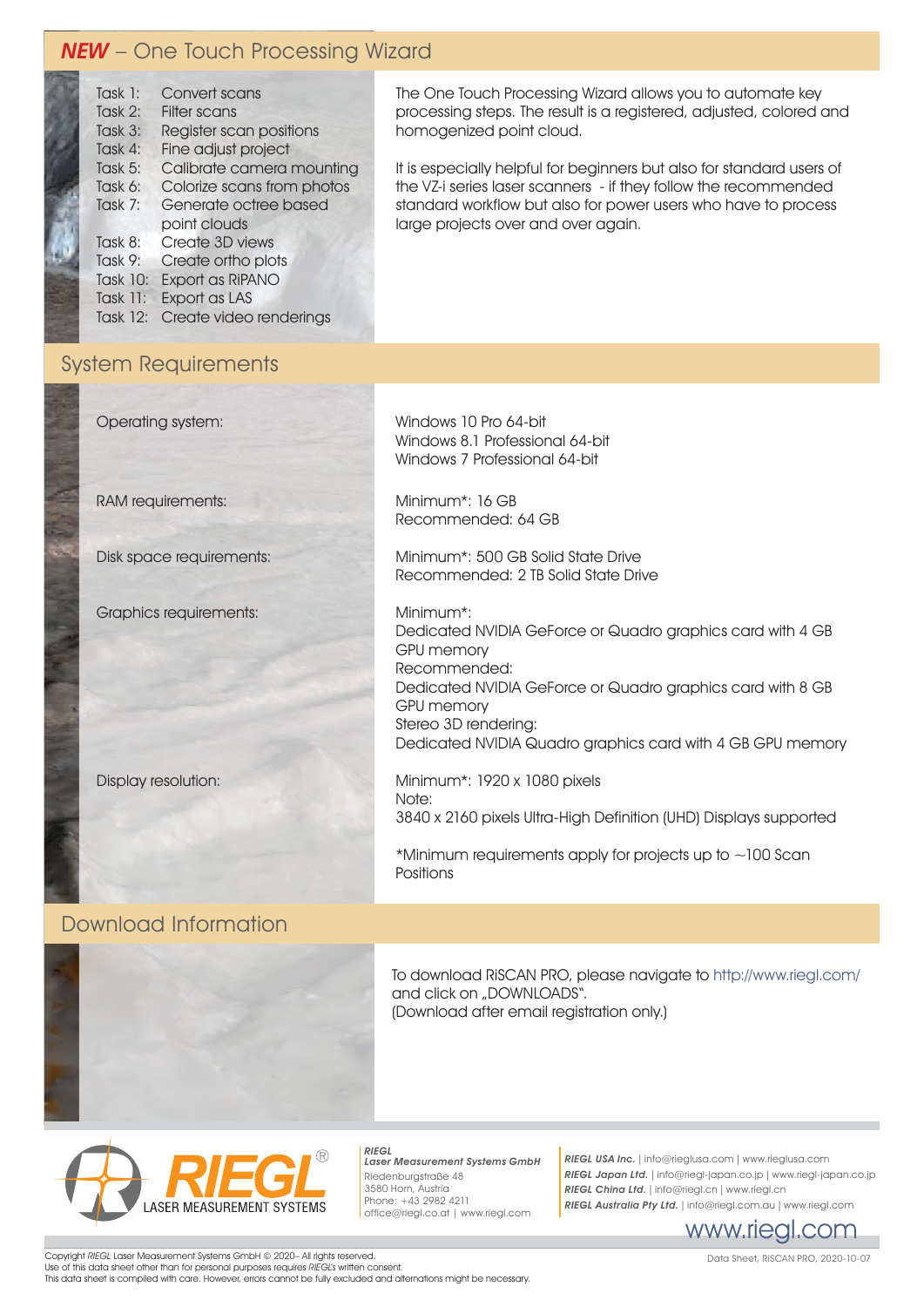## *NEW* – One Touch Processing Wizard

Task 1: Convert scans
Task 2: Filter scans
Task 3: Register scan positions
Task 4: Fine adjust project
Task 5: Calibrate camera mounting
Task 6: Colorize scans from photos
Task 7: Generate octree based point clouds
Task 8: Create 3D views
Task 9: Create ortho plots
Task 10: Export as RiPANO
Task 11: Export as LAS
Task 12: Create video renderings

The One Touch Processing Wizard allows you to automate key processing steps. The result is a registered, adjusted, colored and homogenized point cloud.

It is especially helpful for beginners but also for standard users of the VZ-i series laser scanners - if they follow the recommended standard workflow but also for power users who have to process large projects over and over again.

## System Requirements

| | |
|---|---|
| Operating system: | Windows 10 Pro 64-bit<br>Windows 8.1 Professional 64-bit<br>Windows 7 Professional 64-bit |
| RAM requirements: | Minimum*: 16 GB<br>Recommended: 64 GB |
| Disk space requirements: | Minimum*: 500 GB Solid State Drive<br>Recommended: 2 TB Solid State Drive |
| Graphics requirements: | Minimum*:<br>Dedicated NVIDIA GeForce or Quadro graphics card with 4 GB GPU memory<br>Recommended:<br>Dedicated NVIDIA GeForce or Quadro graphics card with 8 GB GPU memory<br>Stereo 3D rendering:<br>Dedicated NVIDIA Quadro graphics card with 4 GB GPU memory |
| Display resolution: | Minimum*: 1920 x 1080 pixels<br>Note:<br>3840 x 2160 pixels Ultra-High Definition (UHD) Displays supported |

*Minimum requirements apply for projects up to ~100 Scan Positions

## Download Information

To download RiSCAN PRO, please navigate to http://www.riegl.com/ and click on „DOWNLOADS".
(Download after email registration only.)

RIEGL® LASER MEASUREMENT SYSTEMS

*RIEGL*
***Laser Measurement Systems GmbH***
Riedenburgstraße 48
3580 Horn, Austria
Phone: +43 2982 4211
office@riegl.co.at | www.riegl.com

***RIEGL USA Inc.*** | info@rieglusa.com | www.rieglusa.com
***RIEGL Japan Ltd.*** | info@riegl-japan.co.jp | www.riegl-japan.co.jp
***RIEGL China Ltd.*** | info@riegl.cn | www.riegl.cn
***RIEGL Australia Pty Ltd.*** | info@riegl.com.au | www.riegl.com

www.riegl.com

Copyright *RIEGL* Laser Measurement Systems GmbH © 2020– All rights reserved.
Use of this data sheet other than for personal purposes requires *RIEGL's* written consent.
This data sheet is compiled with care. However, errors cannot be fully excluded and alternations might be necessary.

Data Sheet, RiSCAN PRO, 2020-10-07